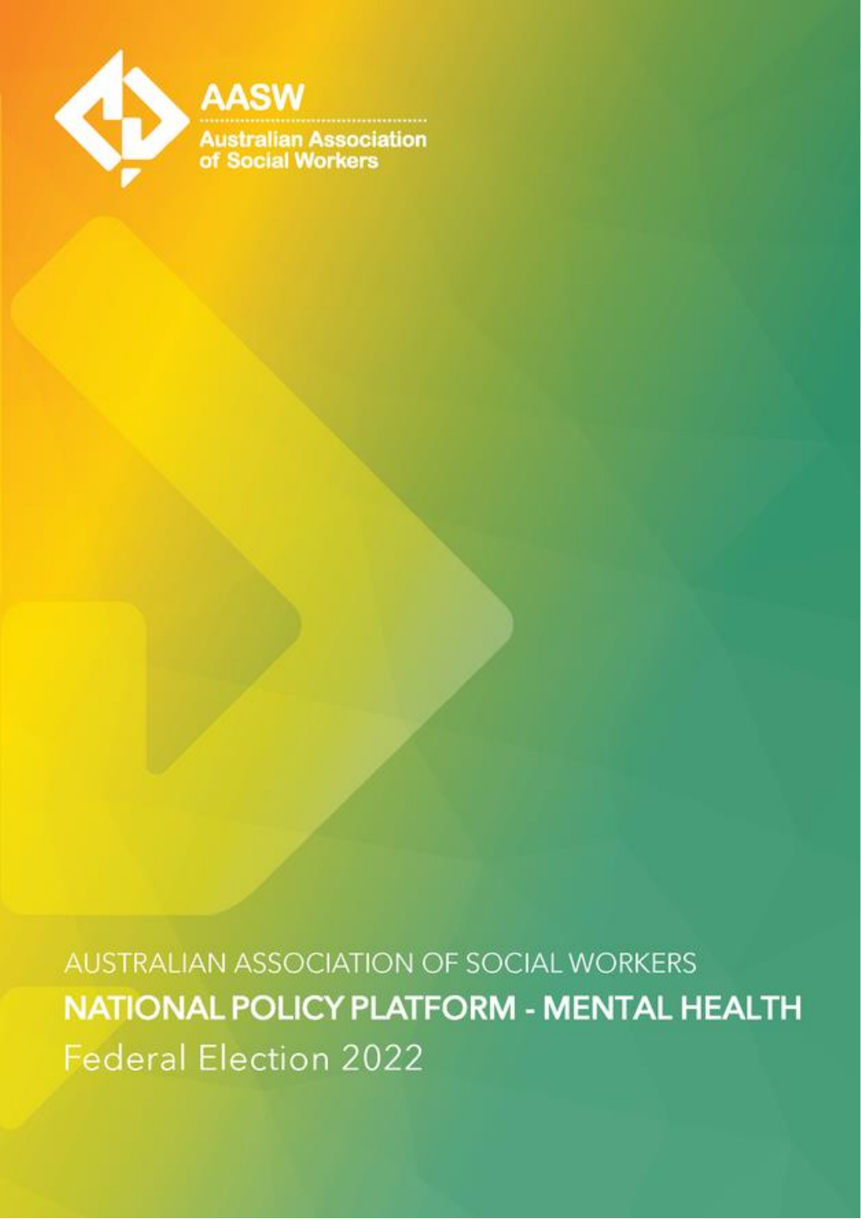AASW

Australian Association of Social Workers

AUSTRALIAN ASSOCIATION OF SOCIAL WORKERS

# NATIONAL POLICY PLATFORM - MENTAL HEALTH

Federal Election 2022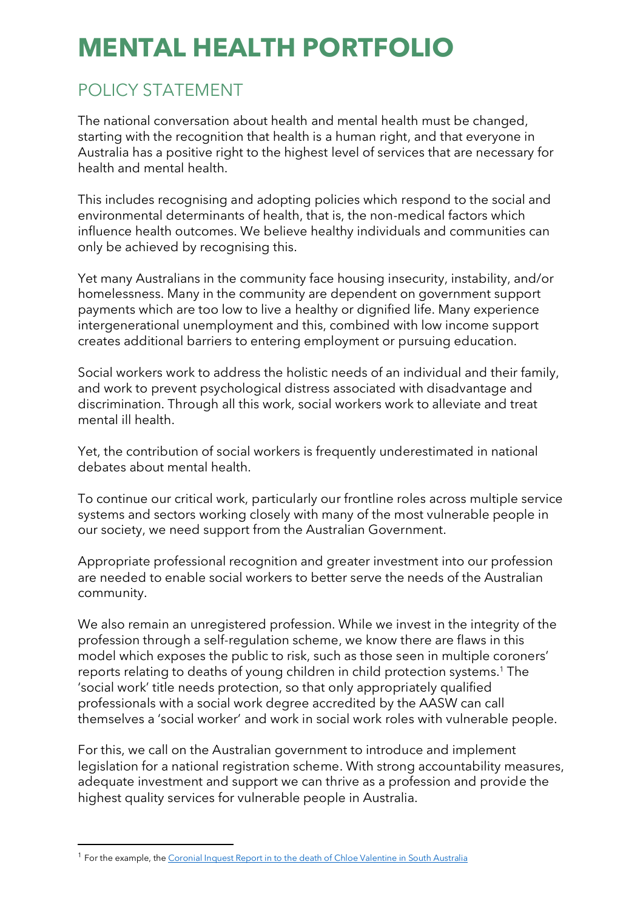# MENTAL HEALTH PORTFOLIO

## POLICY STATEMENT

The national conversation about health and mental health must be changed, starting with the recognition that health is a human right, and that everyone in Australia has a positive right to the highest level of services that are necessary for health and mental health.

This includes recognising and adopting policies which respond to the social and environmental determinants of health, that is, the non-medical factors which influence health outcomes. We believe healthy individuals and communities can only be achieved by recognising this.

Yet many Australians in the community face housing insecurity, instability, and/or homelessness. Many in the community are dependent on government support payments which are too low to live a healthy or dignified life. Many experience intergenerational unemployment and this, combined with low income support creates additional barriers to entering employment or pursuing education.

Social workers work to address the holistic needs of an individual and their family, and work to prevent psychological distress associated with disadvantage and discrimination. Through all this work, social workers work to alleviate and treat mental ill health.

Yet, the contribution of social workers is frequently underestimated in national debates about mental health.

To continue our critical work, particularly our frontline roles across multiple service systems and sectors working closely with many of the most vulnerable people in our society, we need support from the Australian Government.

Appropriate professional recognition and greater investment into our profession are needed to enable social workers to better serve the needs of the Australian community.

We also remain an unregistered profession. While we invest in the integrity of the profession through a self-regulation scheme, we know there are flaws in this model which exposes the public to risk, such as those seen in multiple coroners' reports relating to deaths of young children in child protection systems.[1] The 'social work' title needs protection, so that only appropriately qualified professionals with a social work degree accredited by the AASW can call themselves a 'social worker' and work in social work roles with vulnerable people.

For this, we call on the Australian government to introduce and implement legislation for a national registration scheme. With strong accountability measures, adequate investment and support we can thrive as a profession and provide the highest quality services for vulnerable people in Australia.

---

[1] For the example, the [Coronial Inquest Report in to the death of Chloe Valentine in South Australia]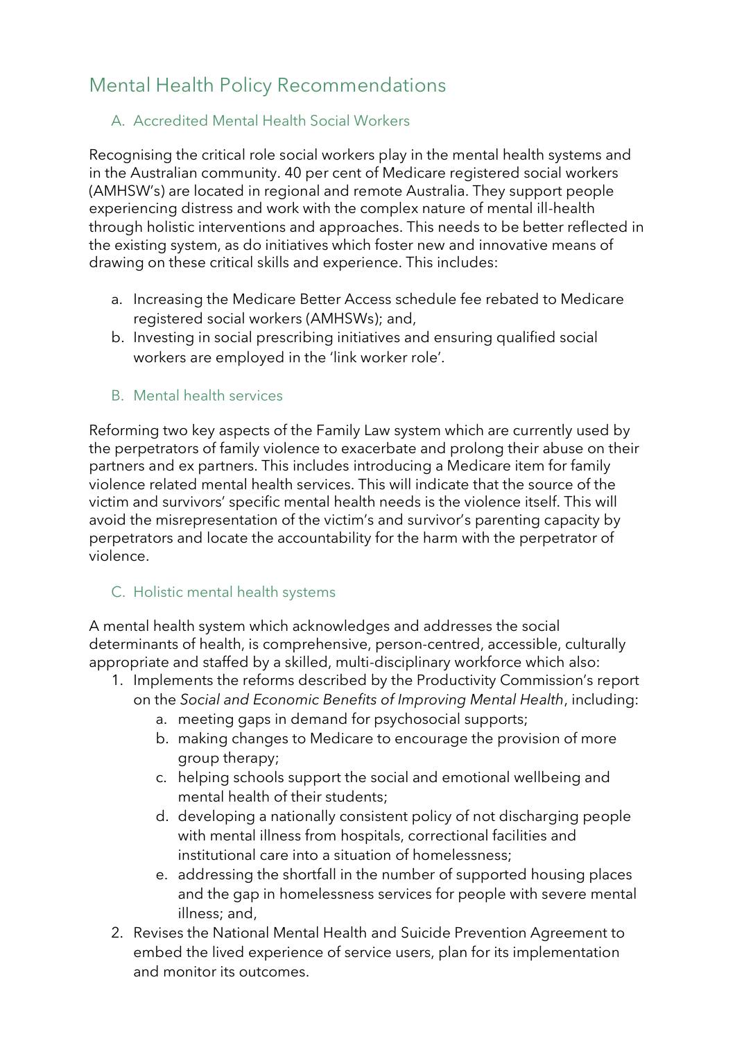# Mental Health Policy Recommendations

## A. Accredited Mental Health Social Workers

Recognising the critical role social workers play in the mental health systems and in the Australian community. 40 per cent of Medicare registered social workers (AMHSW's) are located in regional and remote Australia. They support people experiencing distress and work with the complex nature of mental ill-health through holistic interventions and approaches. This needs to be better reflected in the existing system, as do initiatives which foster new and innovative means of drawing on these critical skills and experience. This includes:

a. Increasing the Medicare Better Access schedule fee rebated to Medicare registered social workers (AMHSWs); and,
b. Investing in social prescribing initiatives and ensuring qualified social workers are employed in the 'link worker role'.

## B. Mental health services

Reforming two key aspects of the Family Law system which are currently used by the perpetrators of family violence to exacerbate and prolong their abuse on their partners and ex partners. This includes introducing a Medicare item for family violence related mental health services. This will indicate that the source of the victim and survivors' specific mental health needs is the violence itself. This will avoid the misrepresentation of the victim's and survivor's parenting capacity by perpetrators and locate the accountability for the harm with the perpetrator of violence.

## C. Holistic mental health systems

A mental health system which acknowledges and addresses the social determinants of health, is comprehensive, person-centred, accessible, culturally appropriate and staffed by a skilled, multi-disciplinary workforce which also:

1. Implements the reforms described by the Productivity Commission's report on the *Social and Economic Benefits of Improving Mental Health*, including:
    a. meeting gaps in demand for psychosocial supports;
    b. making changes to Medicare to encourage the provision of more group therapy;
    c. helping schools support the social and emotional wellbeing and mental health of their students;
    d. developing a nationally consistent policy of not discharging people with mental illness from hospitals, correctional facilities and institutional care into a situation of homelessness;
    e. addressing the shortfall in the number of supported housing places and the gap in homelessness services for people with severe mental illness; and,
2. Revises the National Mental Health and Suicide Prevention Agreement to embed the lived experience of service users, plan for its implementation and monitor its outcomes.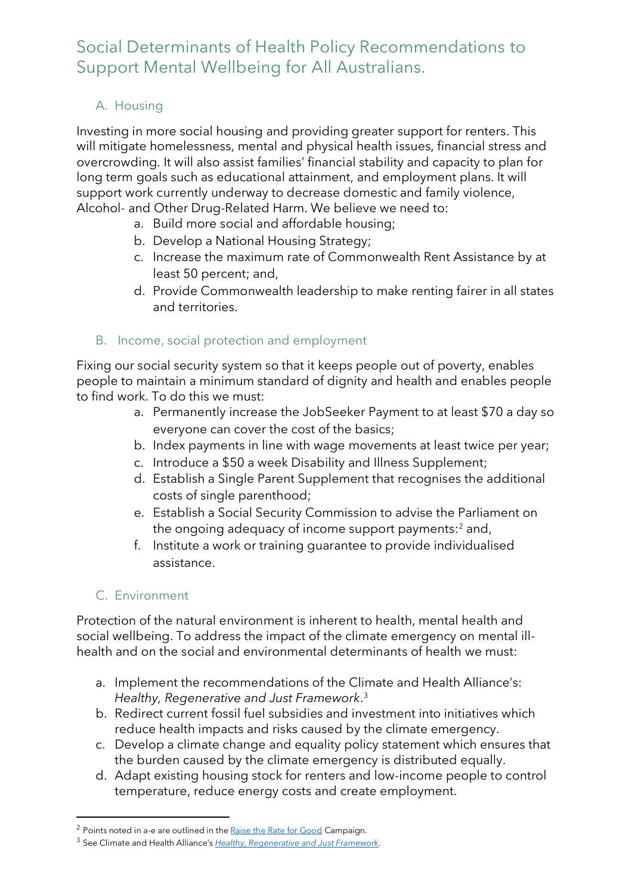# Social Determinants of Health Policy Recommendations to Support Mental Wellbeing for All Australians.

## A. Housing

Investing in more social housing and providing greater support for renters. This will mitigate homelessness, mental and physical health issues, financial stress and overcrowding. It will also assist families' financial stability and capacity to plan for long term goals such as educational attainment, and employment plans. It will support work currently underway to decrease domestic and family violence, Alcohol- and Other Drug-Related Harm. We believe we need to:

a. Build more social and affordable housing;
b. Develop a National Housing Strategy;
c. Increase the maximum rate of Commonwealth Rent Assistance by at least 50 percent; and,
d. Provide Commonwealth leadership to make renting fairer in all states and territories.

## B. Income, social protection and employment

Fixing our social security system so that it keeps people out of poverty, enables people to maintain a minimum standard of dignity and health and enables people to find work. To do this we must:

a. Permanently increase the JobSeeker Payment to at least $70 a day so everyone can cover the cost of the basics;
b. Index payments in line with wage movements at least twice per year;
c. Introduce a $50 a week Disability and Illness Supplement;
d. Establish a Single Parent Supplement that recognises the additional costs of single parenthood;
e. Establish a Social Security Commission to advise the Parliament on the ongoing adequacy of income support payments:[2] and,
f. Institute a work or training guarantee to provide individualised assistance.

## C. Environment

Protection of the natural environment is inherent to health, mental health and social wellbeing. To address the impact of the climate emergency on mental ill-health and on the social and environmental determinants of health we must:

a. Implement the recommendations of the Climate and Health Alliance's: *Healthy, Regenerative and Just Framework*.[3]
b. Redirect current fossil fuel subsidies and investment into initiatives which reduce health impacts and risks caused by the climate emergency.
c. Develop a climate change and equality policy statement which ensures that the burden caused by the climate emergency is distributed equally.
d. Adapt existing housing stock for renters and low-income people to control temperature, reduce energy costs and create employment.

---

[2] Points noted in a-e are outlined in the Raise the Rate for Good Campaign.

[3] See Climate and Health Alliance's *Healthy, Regenerative and Just Framework*.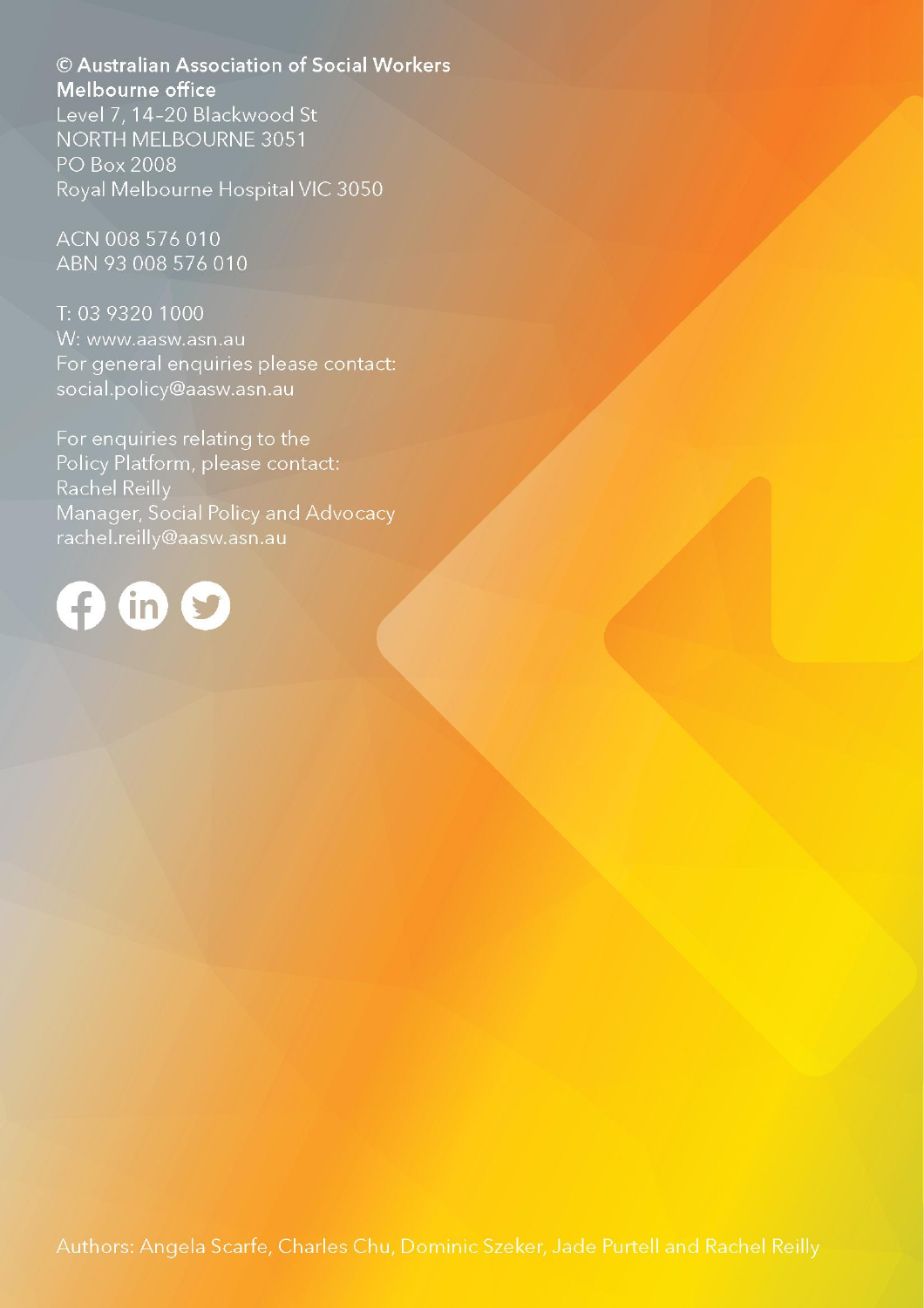**© Australian Association of Social Workers**
**Melbourne office**
Level 7, 14–20 Blackwood St
NORTH MELBOURNE 3051
PO Box 2008
Royal Melbourne Hospital VIC 3050

ACN 008 576 010
ABN 93 008 576 010

T: 03 9320 1000
W: www.aasw.asn.au
For general enquiries please contact:
social.policy@aasw.asn.au

For enquiries relating to the
Policy Platform, please contact:
Rachel Reilly
Manager, Social Policy and Advocacy
rachel.reilly@aasw.asn.au

Authors: Angela Scarfe, Charles Chu, Dominic Szeker, Jade Purtell and Rachel Reilly